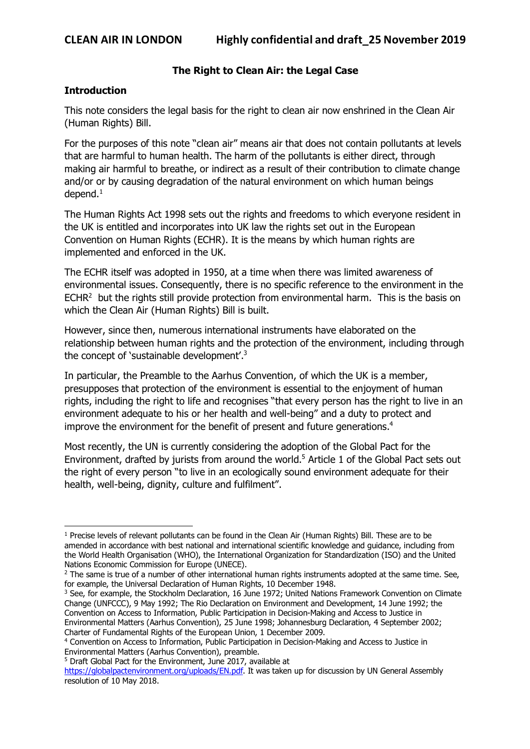## The Right to Clean Air: the Legal Case

### Introduction

This note considers the legal basis for the right to clean air now enshrined in the Clean Air (Human Rights) Bill.

For the purposes of this note "clean air" means air that does not contain pollutants at levels that are harmful to human health. The harm of the pollutants is either direct, through making air harmful to breathe, or indirect as a result of their contribution to climate change and/or or by causing degradation of the natural environment on which human beings depend.[1]

The Human Rights Act 1998 sets out the rights and freedoms to which everyone resident in the UK is entitled and incorporates into UK law the rights set out in the European Convention on Human Rights (ECHR). It is the means by which human rights are implemented and enforced in the UK.

The ECHR itself was adopted in 1950, at a time when there was limited awareness of environmental issues. Consequently, there is no specific reference to the environment in the ECHR[2] but the rights still provide protection from environmental harm. This is the basis on which the Clean Air (Human Rights) Bill is built.

However, since then, numerous international instruments have elaborated on the relationship between human rights and the protection of the environment, including through the concept of 'sustainable development'.[3]

In particular, the Preamble to the Aarhus Convention, of which the UK is a member, presupposes that protection of the environment is essential to the enjoyment of human rights, including the right to life and recognises "that every person has the right to live in an environment adequate to his or her health and well-being" and a duty to protect and improve the environment for the benefit of present and future generations.[4]

Most recently, the UN is currently considering the adoption of the Global Pact for the Environment, drafted by jurists from around the world.[5] Article 1 of the Global Pact sets out the right of every person "to live in an ecologically sound environment adequate for their health, well-being, dignity, culture and fulfilment".

---

[1] Precise levels of relevant pollutants can be found in the Clean Air (Human Rights) Bill. These are to be amended in accordance with best national and international scientific knowledge and guidance, including from the World Health Organisation (WHO), the International Organization for Standardization (ISO) and the United Nations Economic Commission for Europe (UNECE).

[2] The same is true of a number of other international human rights instruments adopted at the same time. See, for example, the Universal Declaration of Human Rights, 10 December 1948.

[3] See, for example, the Stockholm Declaration, 16 June 1972; United Nations Framework Convention on Climate Change (UNFCCC), 9 May 1992; The Rio Declaration on Environment and Development, 14 June 1992; the Convention on Access to Information, Public Participation in Decision-Making and Access to Justice in Environmental Matters (Aarhus Convention), 25 June 1998; Johannesburg Declaration, 4 September 2002; Charter of Fundamental Rights of the European Union, 1 December 2009.

[4] Convention on Access to Information, Public Participation in Decision-Making and Access to Justice in Environmental Matters (Aarhus Convention), preamble.

[5] Draft Global Pact for the Environment, June 2017, available at https://globalpactenvironment.org/uploads/EN.pdf. It was taken up for discussion by UN General Assembly resolution of 10 May 2018.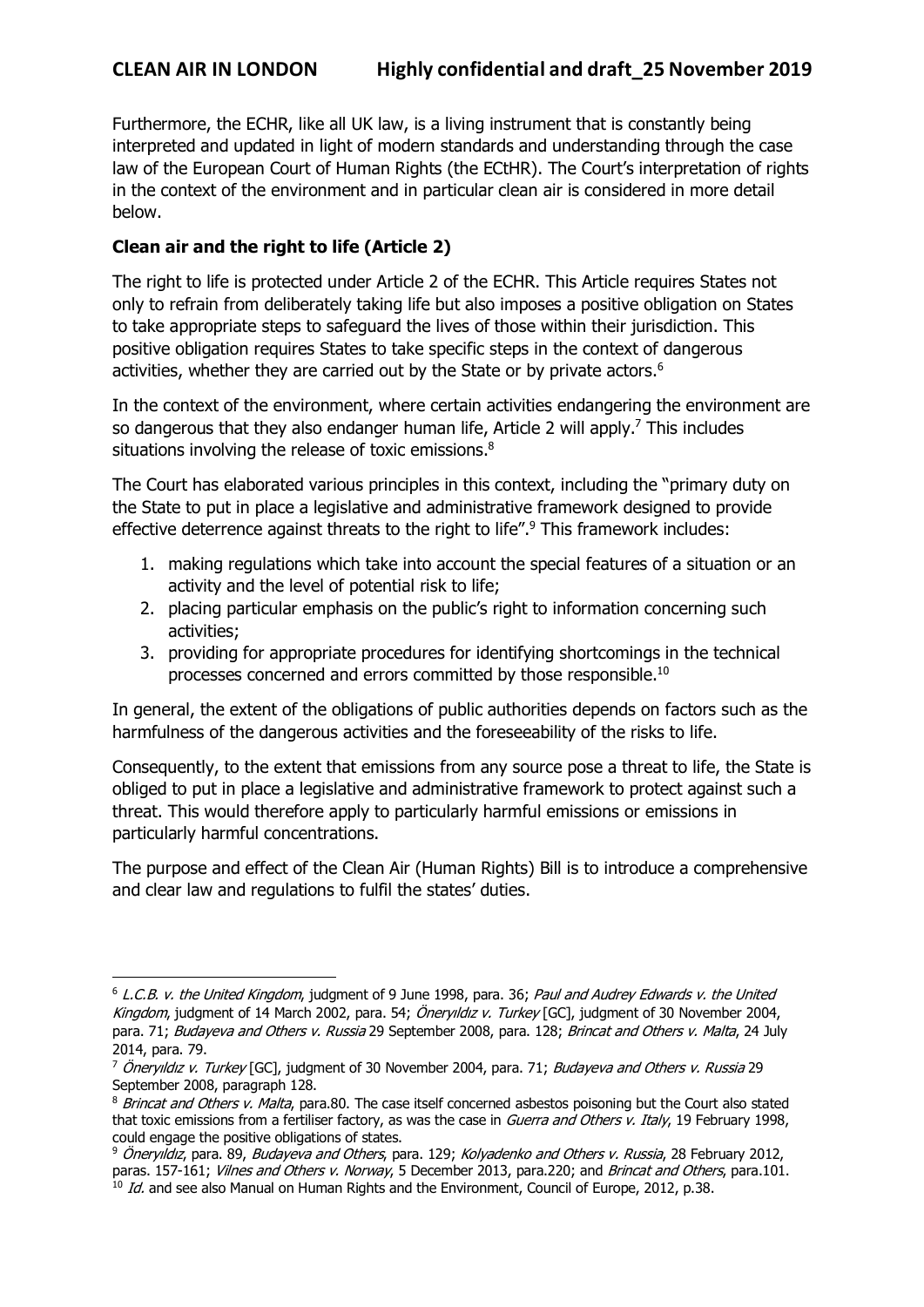Furthermore, the ECHR, like all UK law, is a living instrument that is constantly being interpreted and updated in light of modern standards and understanding through the case law of the European Court of Human Rights (the ECtHR). The Court's interpretation of rights in the context of the environment and in particular clean air is considered in more detail below.

**Clean air and the right to life (Article 2)**

The right to life is protected under Article 2 of the ECHR. This Article requires States not only to refrain from deliberately taking life but also imposes a positive obligation on States to take appropriate steps to safeguard the lives of those within their jurisdiction. This positive obligation requires States to take specific steps in the context of dangerous activities, whether they are carried out by the State or by private actors.[6]

In the context of the environment, where certain activities endangering the environment are so dangerous that they also endanger human life, Article 2 will apply.[7] This includes situations involving the release of toxic emissions.[8]

The Court has elaborated various principles in this context, including the "primary duty on the State to put in place a legislative and administrative framework designed to provide effective deterrence against threats to the right to life".[9] This framework includes:

1. making regulations which take into account the special features of a situation or an activity and the level of potential risk to life;
2. placing particular emphasis on the public's right to information concerning such activities;
3. providing for appropriate procedures for identifying shortcomings in the technical processes concerned and errors committed by those responsible.[10]

In general, the extent of the obligations of public authorities depends on factors such as the harmfulness of the dangerous activities and the foreseeability of the risks to life.

Consequently, to the extent that emissions from any source pose a threat to life, the State is obliged to put in place a legislative and administrative framework to protect against such a threat. This would therefore apply to particularly harmful emissions or emissions in particularly harmful concentrations.

The purpose and effect of the Clean Air (Human Rights) Bill is to introduce a comprehensive and clear law and regulations to fulfil the states' duties.

---

[6] *L.C.B. v. the United Kingdom*, judgment of 9 June 1998, para. 36; *Paul and Audrey Edwards v. the United Kingdom*, judgment of 14 March 2002, para. 54; *Öneryıldız v. Turkey* [GC], judgment of 30 November 2004, para. 71; *Budayeva and Others v. Russia* 29 September 2008, para. 128; *Brincat and Others v. Malta*, 24 July 2014, para. 79.

[7] *Öneryıldız v. Turkey* [GC], judgment of 30 November 2004, para. 71; *Budayeva and Others v. Russia* 29 September 2008, paragraph 128.

[8] *Brincat and Others v. Malta*, para.80. The case itself concerned asbestos poisoning but the Court also stated that toxic emissions from a fertiliser factory, as was the case in *Guerra and Others v. Italy*, 19 February 1998, could engage the positive obligations of states.

[9] *Öneryıldız*, para. 89, *Budayeva and Others*, para. 129; *Kolyadenko and Others v. Russia*, 28 February 2012, paras. 157-161; *Vilnes and Others v. Norway*, 5 December 2013, para.220; and *Brincat and Others*, para.101.

[10] *Id.* and see also Manual on Human Rights and the Environment, Council of Europe, 2012, p.38.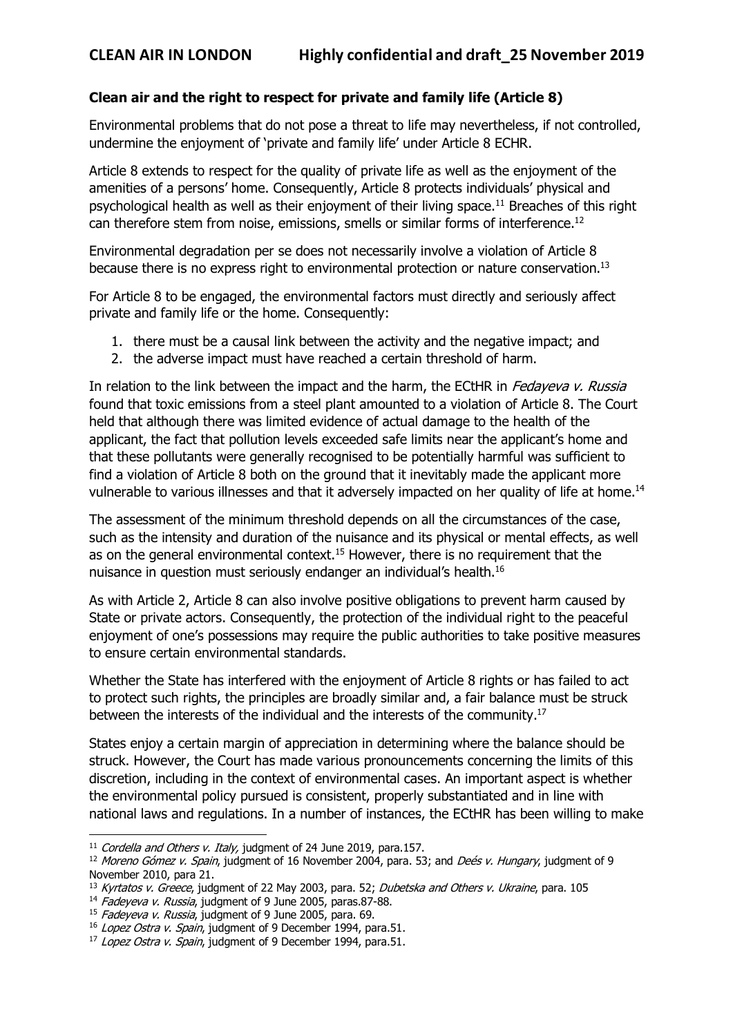**Clean air and the right to respect for private and family life (Article 8)**

Environmental problems that do not pose a threat to life may nevertheless, if not controlled, undermine the enjoyment of 'private and family life' under Article 8 ECHR.

Article 8 extends to respect for the quality of private life as well as the enjoyment of the amenities of a persons' home. Consequently, Article 8 protects individuals' physical and psychological health as well as their enjoyment of their living space.[11] Breaches of this right can therefore stem from noise, emissions, smells or similar forms of interference.[12]

Environmental degradation per se does not necessarily involve a violation of Article 8 because there is no express right to environmental protection or nature conservation.[13]

For Article 8 to be engaged, the environmental factors must directly and seriously affect private and family life or the home. Consequently:

1. there must be a causal link between the activity and the negative impact; and
2. the adverse impact must have reached a certain threshold of harm.

In relation to the link between the impact and the harm, the ECtHR in *Fedayeva v. Russia* found that toxic emissions from a steel plant amounted to a violation of Article 8. The Court held that although there was limited evidence of actual damage to the health of the applicant, the fact that pollution levels exceeded safe limits near the applicant's home and that these pollutants were generally recognised to be potentially harmful was sufficient to find a violation of Article 8 both on the ground that it inevitably made the applicant more vulnerable to various illnesses and that it adversely impacted on her quality of life at home.[14]

The assessment of the minimum threshold depends on all the circumstances of the case, such as the intensity and duration of the nuisance and its physical or mental effects, as well as on the general environmental context.[15] However, there is no requirement that the nuisance in question must seriously endanger an individual's health.[16]

As with Article 2, Article 8 can also involve positive obligations to prevent harm caused by State or private actors. Consequently, the protection of the individual right to the peaceful enjoyment of one's possessions may require the public authorities to take positive measures to ensure certain environmental standards.

Whether the State has interfered with the enjoyment of Article 8 rights or has failed to act to protect such rights, the principles are broadly similar and, a fair balance must be struck between the interests of the individual and the interests of the community.[17]

States enjoy a certain margin of appreciation in determining where the balance should be struck. However, the Court has made various pronouncements concerning the limits of this discretion, including in the context of environmental cases. An important aspect is whether the environmental policy pursued is consistent, properly substantiated and in line with national laws and regulations. In a number of instances, the ECtHR has been willing to make

---

[11] *Cordella and Others v. Italy,* judgment of 24 June 2019, para.157.

[12] *Moreno Gómez v. Spain*, judgment of 16 November 2004, para. 53; and *Deés v. Hungary*, judgment of 9 November 2010, para 21.

[13] *Kyrtatos v. Greece*, judgment of 22 May 2003, para. 52; *Dubetska and Others v. Ukraine*, para. 105

[14] *Fadeyeva v. Russia*, judgment of 9 June 2005, paras.87-88.

[15] *Fadeyeva v. Russia*, judgment of 9 June 2005, para. 69.

[16] *Lopez Ostra v. Spain*, judgment of 9 December 1994, para.51.

[17] *Lopez Ostra v. Spain*, judgment of 9 December 1994, para.51.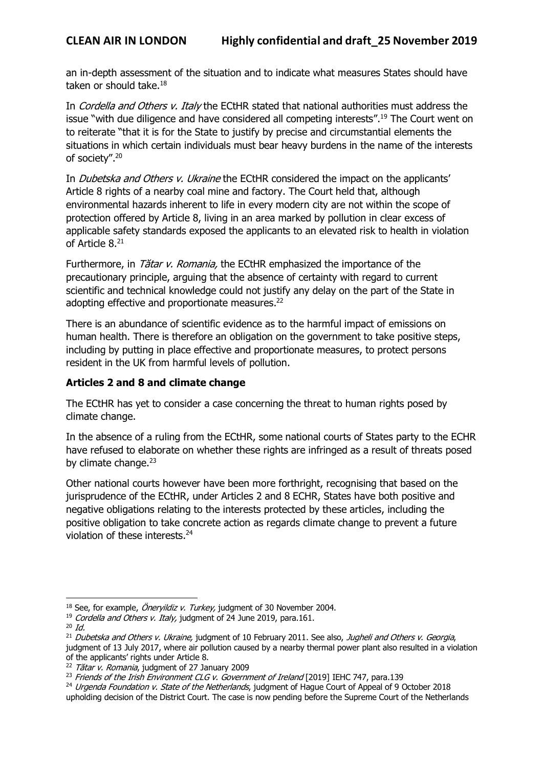an in-depth assessment of the situation and to indicate what measures States should have taken or should take.[18]

In *Cordella and Others v. Italy* the ECtHR stated that national authorities must address the issue "with due diligence and have considered all competing interests".[19] The Court went on to reiterate "that it is for the State to justify by precise and circumstantial elements the situations in which certain individuals must bear heavy burdens in the name of the interests of society".[20]

In *Dubetska and Others v. Ukraine* the ECtHR considered the impact on the applicants' Article 8 rights of a nearby coal mine and factory. The Court held that, although environmental hazards inherent to life in every modern city are not within the scope of protection offered by Article 8, living in an area marked by pollution in clear excess of applicable safety standards exposed the applicants to an elevated risk to health in violation of Article 8.[21]

Furthermore, in *Tătar v. Romania,* the ECtHR emphasized the importance of the precautionary principle, arguing that the absence of certainty with regard to current scientific and technical knowledge could not justify any delay on the part of the State in adopting effective and proportionate measures.[22]

There is an abundance of scientific evidence as to the harmful impact of emissions on human health. There is therefore an obligation on the government to take positive steps, including by putting in place effective and proportionate measures, to protect persons resident in the UK from harmful levels of pollution.

**Articles 2 and 8 and climate change**

The ECtHR has yet to consider a case concerning the threat to human rights posed by climate change.

In the absence of a ruling from the ECtHR, some national courts of States party to the ECHR have refused to elaborate on whether these rights are infringed as a result of threats posed by climate change.[23]

Other national courts however have been more forthright, recognising that based on the jurisprudence of the ECtHR, under Articles 2 and 8 ECHR, States have both positive and negative obligations relating to the interests protected by these articles, including the positive obligation to take concrete action as regards climate change to prevent a future violation of these interests.[24]

---

[18] See, for example, *Öneryildiz v. Turkey,* judgment of 30 November 2004.

[19] *Cordella and Others v. Italy,* judgment of 24 June 2019, para.161.

[20] *Id.*

[21] *Dubetska and Others v. Ukraine,* judgment of 10 February 2011. See also, *Jugheli and Others v. Georgia*, judgment of 13 July 2017, where air pollution caused by a nearby thermal power plant also resulted in a violation of the applicants' rights under Article 8.

[22] *Tătar v. Romania*, judgment of 27 January 2009

[23] *Friends of the Irish Environment CLG v. Government of Ireland* [2019] IEHC 747, para.139

[24] *Urgenda Foundation v. State of the Netherlands*, judgment of Hague Court of Appeal of 9 October 2018 upholding decision of the District Court. The case is now pending before the Supreme Court of the Netherlands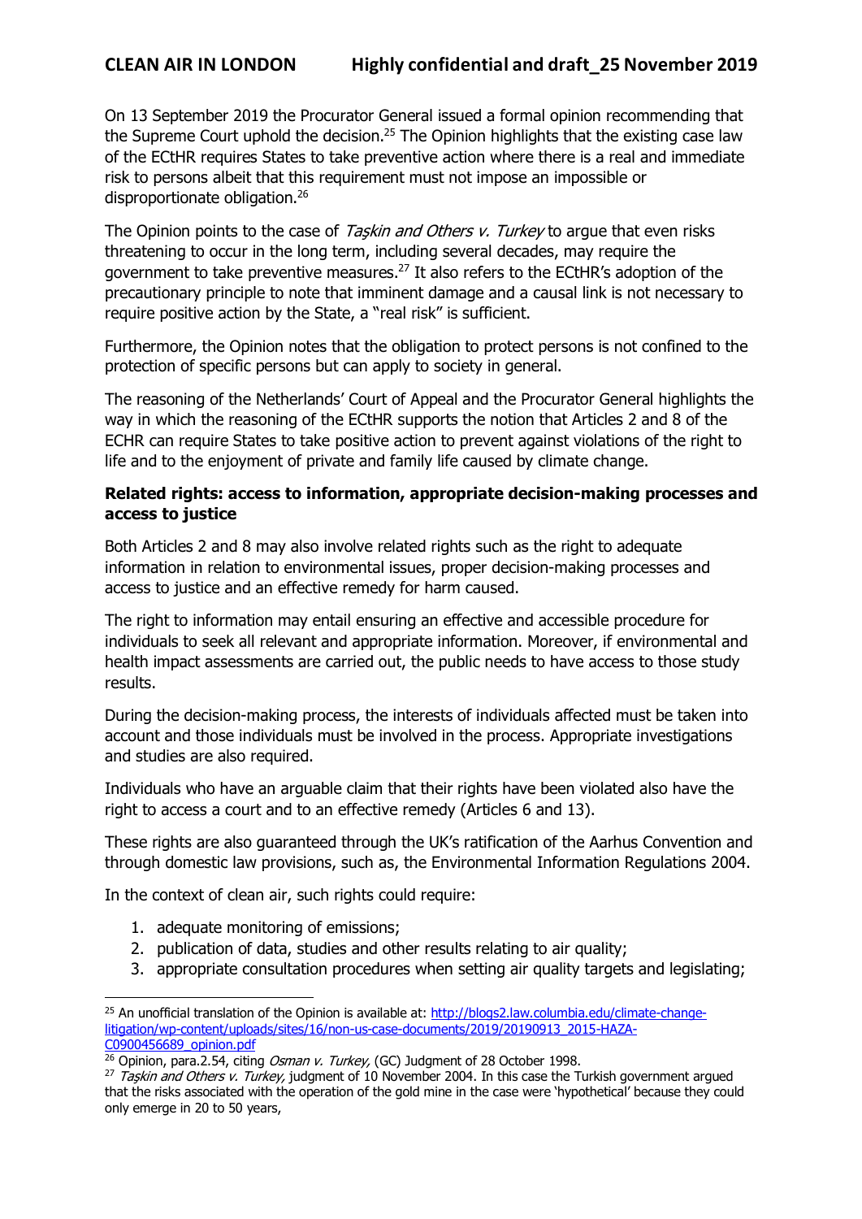On 13 September 2019 the Procurator General issued a formal opinion recommending that the Supreme Court uphold the decision.[25] The Opinion highlights that the existing case law of the ECtHR requires States to take preventive action where there is a real and immediate risk to persons albeit that this requirement must not impose an impossible or disproportionate obligation.[26]

The Opinion points to the case of *Taşkin and Others v. Turkey* to argue that even risks threatening to occur in the long term, including several decades, may require the government to take preventive measures.[27] It also refers to the ECtHR's adoption of the precautionary principle to note that imminent damage and a causal link is not necessary to require positive action by the State, a "real risk" is sufficient.

Furthermore, the Opinion notes that the obligation to protect persons is not confined to the protection of specific persons but can apply to society in general.

The reasoning of the Netherlands' Court of Appeal and the Procurator General highlights the way in which the reasoning of the ECtHR supports the notion that Articles 2 and 8 of the ECHR can require States to take positive action to prevent against violations of the right to life and to the enjoyment of private and family life caused by climate change.

**Related rights: access to information, appropriate decision-making processes and access to justice**

Both Articles 2 and 8 may also involve related rights such as the right to adequate information in relation to environmental issues, proper decision-making processes and access to justice and an effective remedy for harm caused.

The right to information may entail ensuring an effective and accessible procedure for individuals to seek all relevant and appropriate information. Moreover, if environmental and health impact assessments are carried out, the public needs to have access to those study results.

During the decision-making process, the interests of individuals affected must be taken into account and those individuals must be involved in the process. Appropriate investigations and studies are also required.

Individuals who have an arguable claim that their rights have been violated also have the right to access a court and to an effective remedy (Articles 6 and 13).

These rights are also guaranteed through the UK's ratification of the Aarhus Convention and through domestic law provisions, such as, the Environmental Information Regulations 2004.

In the context of clean air, such rights could require:

1. adequate monitoring of emissions;
2. publication of data, studies and other results relating to air quality;
3. appropriate consultation procedures when setting air quality targets and legislating;

---

[25] An unofficial translation of the Opinion is available at: http://blogs2.law.columbia.edu/climate-change-litigation/wp-content/uploads/sites/16/non-us-case-documents/2019/20190913_2015-HAZA-C0900456689_opinion.pdf

[26] Opinion, para.2.54, citing *Osman v. Turkey,* (GC) Judgment of 28 October 1998.

[27] *Taşkin and Others v. Turkey,* judgment of 10 November 2004. In this case the Turkish government argued that the risks associated with the operation of the gold mine in the case were 'hypothetical' because they could only emerge in 20 to 50 years,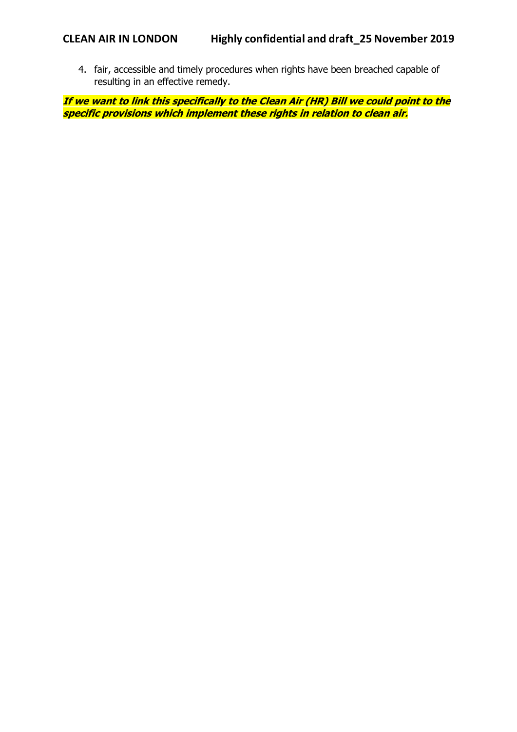4. fair, accessible and timely procedures when rights have been breached capable of resulting in an effective remedy.

***If we want to link this specifically to the Clean Air (HR) Bill we could point to the specific provisions which implement these rights in relation to clean air.***